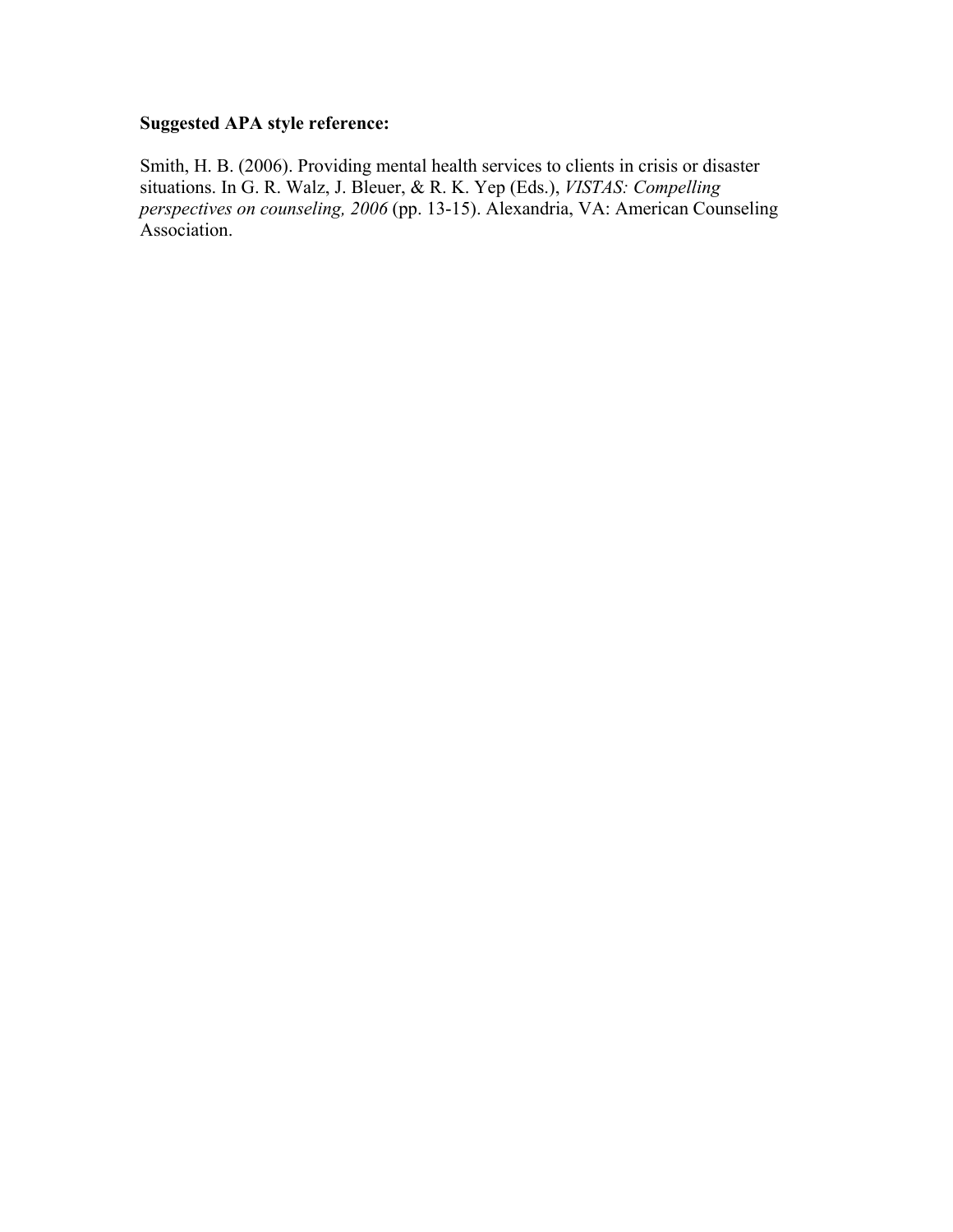**Suggested APA style reference:**

Smith, H. B. (2006). Providing mental health services to clients in crisis or disaster situations. In G. R. Walz, J. Bleuer, & R. K. Yep (Eds.), *VISTAS: Compelling perspectives on counseling, 2006* (pp. 13-15). Alexandria, VA: American Counseling Association.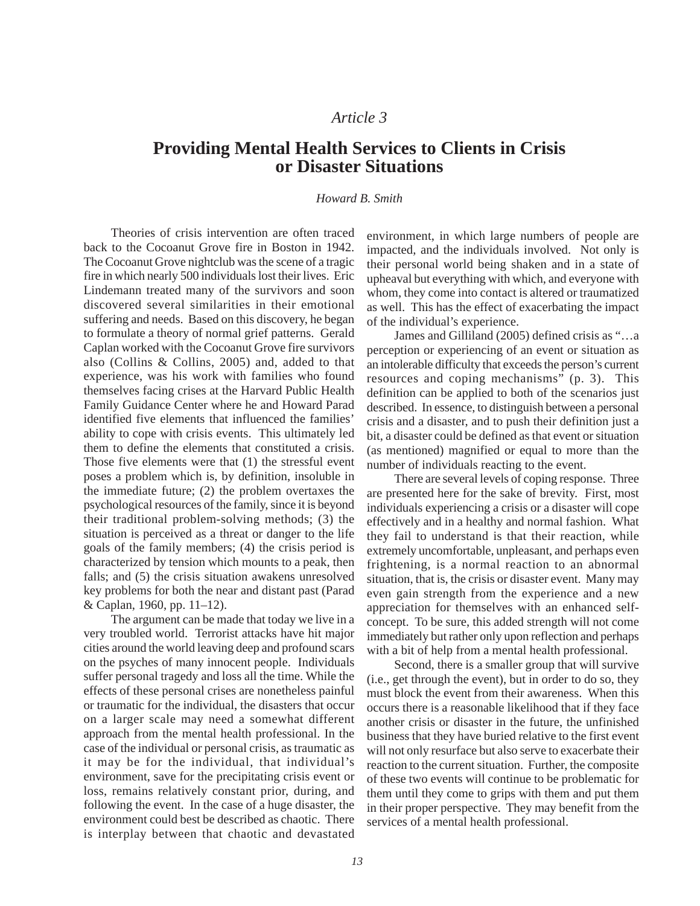*Article 3*

# Providing Mental Health Services to Clients in Crisis or Disaster Situations

*Howard B. Smith*

Theories of crisis intervention are often traced back to the Cocoanut Grove fire in Boston in 1942. The Cocoanut Grove nightclub was the scene of a tragic fire in which nearly 500 individuals lost their lives. Eric Lindemann treated many of the survivors and soon discovered several similarities in their emotional suffering and needs. Based on this discovery, he began to formulate a theory of normal grief patterns. Gerald Caplan worked with the Cocoanut Grove fire survivors also (Collins & Collins, 2005) and, added to that experience, was his work with families who found themselves facing crises at the Harvard Public Health Family Guidance Center where he and Howard Parad identified five elements that influenced the families' ability to cope with crisis events. This ultimately led them to define the elements that constituted a crisis. Those five elements were that (1) the stressful event poses a problem which is, by definition, insoluble in the immediate future; (2) the problem overtaxes the psychological resources of the family, since it is beyond their traditional problem-solving methods; (3) the situation is perceived as a threat or danger to the life goals of the family members; (4) the crisis period is characterized by tension which mounts to a peak, then falls; and (5) the crisis situation awakens unresolved key problems for both the near and distant past (Parad & Caplan, 1960, pp. 11–12).

The argument can be made that today we live in a very troubled world. Terrorist attacks have hit major cities around the world leaving deep and profound scars on the psyches of many innocent people. Individuals suffer personal tragedy and loss all the time. While the effects of these personal crises are nonetheless painful or traumatic for the individual, the disasters that occur on a larger scale may need a somewhat different approach from the mental health professional. In the case of the individual or personal crisis, as traumatic as it may be for the individual, that individual's environment, save for the precipitating crisis event or loss, remains relatively constant prior, during, and following the event. In the case of a huge disaster, the environment could best be described as chaotic. There is interplay between that chaotic and devastated environment, in which large numbers of people are impacted, and the individuals involved. Not only is their personal world being shaken and in a state of upheaval but everything with which, and everyone with whom, they come into contact is altered or traumatized as well. This has the effect of exacerbating the impact of the individual's experience.

James and Gilliland (2005) defined crisis as "…a perception or experiencing of an event or situation as an intolerable difficulty that exceeds the person's current resources and coping mechanisms" (p. 3). This definition can be applied to both of the scenarios just described. In essence, to distinguish between a personal crisis and a disaster, and to push their definition just a bit, a disaster could be defined as that event or situation (as mentioned) magnified or equal to more than the number of individuals reacting to the event.

There are several levels of coping response. Three are presented here for the sake of brevity. First, most individuals experiencing a crisis or a disaster will cope effectively and in a healthy and normal fashion. What they fail to understand is that their reaction, while extremely uncomfortable, unpleasant, and perhaps even frightening, is a normal reaction to an abnormal situation, that is, the crisis or disaster event. Many may even gain strength from the experience and a new appreciation for themselves with an enhanced self-concept. To be sure, this added strength will not come immediately but rather only upon reflection and perhaps with a bit of help from a mental health professional.

Second, there is a smaller group that will survive (i.e., get through the event), but in order to do so, they must block the event from their awareness. When this occurs there is a reasonable likelihood that if they face another crisis or disaster in the future, the unfinished business that they have buried relative to the first event will not only resurface but also serve to exacerbate their reaction to the current situation. Further, the composite of these two events will continue to be problematic for them until they come to grips with them and put them in their proper perspective. They may benefit from the services of a mental health professional.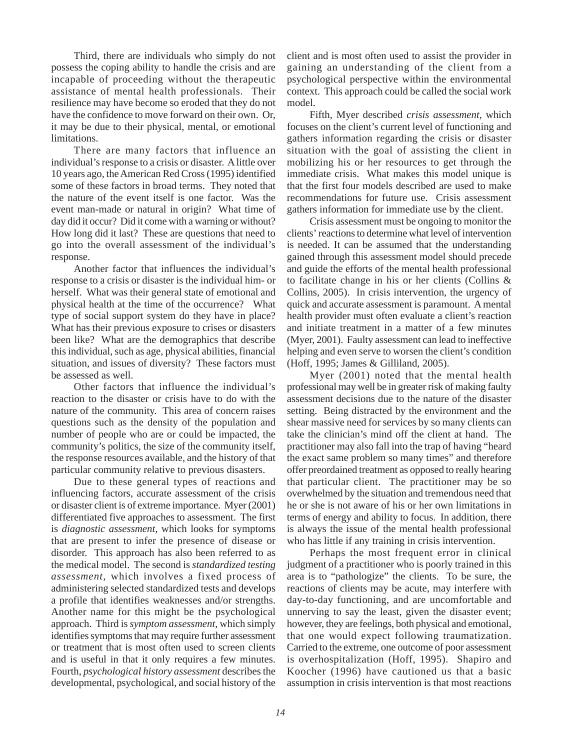Third, there are individuals who simply do not possess the coping ability to handle the crisis and are incapable of proceeding without the therapeutic assistance of mental health professionals. Their resilience may have become so eroded that they do not have the confidence to move forward on their own. Or, it may be due to their physical, mental, or emotional limitations.

There are many factors that influence an individual's response to a crisis or disaster. A little over 10 years ago, the American Red Cross (1995) identified some of these factors in broad terms. They noted that the nature of the event itself is one factor. Was the event man-made or natural in origin? What time of day did it occur? Did it come with a warning or without? How long did it last? These are questions that need to go into the overall assessment of the individual's response.

Another factor that influences the individual's response to a crisis or disaster is the individual him- or herself. What was their general state of emotional and physical health at the time of the occurrence? What type of social support system do they have in place? What has their previous exposure to crises or disasters been like? What are the demographics that describe this individual, such as age, physical abilities, financial situation, and issues of diversity? These factors must be assessed as well.

Other factors that influence the individual's reaction to the disaster or crisis have to do with the nature of the community. This area of concern raises questions such as the density of the population and number of people who are or could be impacted, the community's politics, the size of the community itself, the response resources available, and the history of that particular community relative to previous disasters.

Due to these general types of reactions and influencing factors, accurate assessment of the crisis or disaster client is of extreme importance. Myer (2001) differentiated five approaches to assessment. The first is *diagnostic assessment,* which looks for symptoms that are present to infer the presence of disease or disorder. This approach has also been referred to as the medical model. The second is *standardized testing assessment*, which involves a fixed process of administering selected standardized tests and develops a profile that identifies weaknesses and/or strengths. Another name for this might be the psychological approach. Third is *symptom assessment,* which simply identifies symptoms that may require further assessment or treatment that is most often used to screen clients and is useful in that it only requires a few minutes. Fourth, *psychological history assessment* describes the developmental, psychological, and social history of the client and is most often used to assist the provider in gaining an understanding of the client from a psychological perspective within the environmental context. This approach could be called the social work model.

Fifth, Myer described *crisis assessment,* which focuses on the client's current level of functioning and gathers information regarding the crisis or disaster situation with the goal of assisting the client in mobilizing his or her resources to get through the immediate crisis. What makes this model unique is that the first four models described are used to make recommendations for future use. Crisis assessment gathers information for immediate use by the client.

Crisis assessment must be ongoing to monitor the clients' reactions to determine what level of intervention is needed. It can be assumed that the understanding gained through this assessment model should precede and guide the efforts of the mental health professional to facilitate change in his or her clients (Collins & Collins, 2005). In crisis intervention, the urgency of quick and accurate assessment is paramount. A mental health provider must often evaluate a client's reaction and initiate treatment in a matter of a few minutes (Myer, 2001). Faulty assessment can lead to ineffective helping and even serve to worsen the client's condition (Hoff, 1995; James & Gilliland, 2005).

Myer (2001) noted that the mental health professional may well be in greater risk of making faulty assessment decisions due to the nature of the disaster setting. Being distracted by the environment and the shear massive need for services by so many clients can take the clinician's mind off the client at hand. The practitioner may also fall into the trap of having "heard the exact same problem so many times" and therefore offer preordained treatment as opposed to really hearing that particular client. The practitioner may be so overwhelmed by the situation and tremendous need that he or she is not aware of his or her own limitations in terms of energy and ability to focus. In addition, there is always the issue of the mental health professional who has little if any training in crisis intervention.

Perhaps the most frequent error in clinical judgment of a practitioner who is poorly trained in this area is to "pathologize" the clients. To be sure, the reactions of clients may be acute, may interfere with day-to-day functioning, and are uncomfortable and unnerving to say the least, given the disaster event; however, they are feelings, both physical and emotional, that one would expect following traumatization. Carried to the extreme, one outcome of poor assessment is overhospitalization (Hoff, 1995). Shapiro and Koocher (1996) have cautioned us that a basic assumption in crisis intervention is that most reactions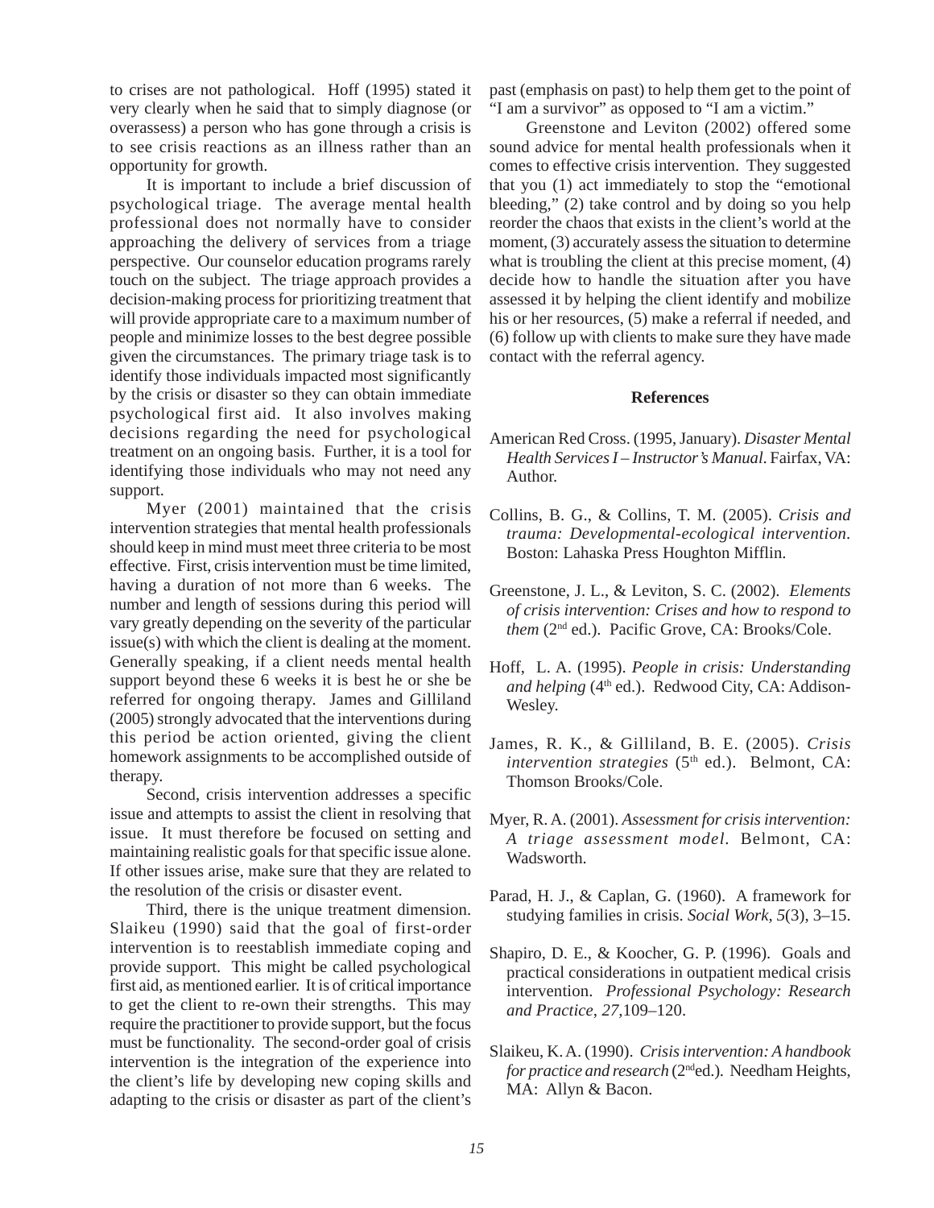to crises are not pathological. Hoff (1995) stated it very clearly when he said that to simply diagnose (or overassess) a person who has gone through a crisis is to see crisis reactions as an illness rather than an opportunity for growth.

It is important to include a brief discussion of psychological triage. The average mental health professional does not normally have to consider approaching the delivery of services from a triage perspective. Our counselor education programs rarely touch on the subject. The triage approach provides a decision-making process for prioritizing treatment that will provide appropriate care to a maximum number of people and minimize losses to the best degree possible given the circumstances. The primary triage task is to identify those individuals impacted most significantly by the crisis or disaster so they can obtain immediate psychological first aid. It also involves making decisions regarding the need for psychological treatment on an ongoing basis. Further, it is a tool for identifying those individuals who may not need any support.

Myer (2001) maintained that the crisis intervention strategies that mental health professionals should keep in mind must meet three criteria to be most effective. First, crisis intervention must be time limited, having a duration of not more than 6 weeks. The number and length of sessions during this period will vary greatly depending on the severity of the particular issue(s) with which the client is dealing at the moment. Generally speaking, if a client needs mental health support beyond these 6 weeks it is best he or she be referred for ongoing therapy. James and Gilliland (2005) strongly advocated that the interventions during this period be action oriented, giving the client homework assignments to be accomplished outside of therapy.

Second, crisis intervention addresses a specific issue and attempts to assist the client in resolving that issue. It must therefore be focused on setting and maintaining realistic goals for that specific issue alone. If other issues arise, make sure that they are related to the resolution of the crisis or disaster event.

Third, there is the unique treatment dimension. Slaikeu (1990) said that the goal of first-order intervention is to reestablish immediate coping and provide support. This might be called psychological first aid, as mentioned earlier. It is of critical importance to get the client to re-own their strengths. This may require the practitioner to provide support, but the focus must be functionality. The second-order goal of crisis intervention is the integration of the experience into the client's life by developing new coping skills and adapting to the crisis or disaster as part of the client's past (emphasis on past) to help them get to the point of "I am a survivor" as opposed to "I am a victim."

Greenstone and Leviton (2002) offered some sound advice for mental health professionals when it comes to effective crisis intervention. They suggested that you (1) act immediately to stop the "emotional bleeding," (2) take control and by doing so you help reorder the chaos that exists in the client's world at the moment, (3) accurately assess the situation to determine what is troubling the client at this precise moment, (4) decide how to handle the situation after you have assessed it by helping the client identify and mobilize his or her resources, (5) make a referral if needed, and (6) follow up with clients to make sure they have made contact with the referral agency.

**References**

American Red Cross. (1995, January). *Disaster Mental Health Services I – Instructor's Manual*. Fairfax, VA: Author.

Collins, B. G., & Collins, T. M. (2005). *Crisis and trauma: Developmental-ecological intervention*. Boston: Lahaska Press Houghton Mifflin.

Greenstone, J. L., & Leviton, S. C. (2002). *Elements of crisis intervention: Crises and how to respond to them* (2nd ed.). Pacific Grove, CA: Brooks/Cole.

Hoff, L. A. (1995). *People in crisis: Understanding and helping* (4th ed.). Redwood City, CA: Addison-Wesley.

James, R. K., & Gilliland, B. E. (2005). *Crisis intervention strategies* (5th ed.). Belmont, CA: Thomson Brooks/Cole.

Myer, R. A. (2001). *Assessment for crisis intervention: A triage assessment model*. Belmont, CA: Wadsworth.

Parad, H. J., & Caplan, G. (1960). A framework for studying families in crisis. *Social Work, 5*(3), 3–15.

Shapiro, D. E., & Koocher, G. P. (1996). Goals and practical considerations in outpatient medical crisis intervention. *Professional Psychology: Research and Practice, 27*,109–120.

Slaikeu, K. A. (1990). *Crisis intervention: A handbook for practice and research* (2nded.). Needham Heights, MA: Allyn & Bacon.